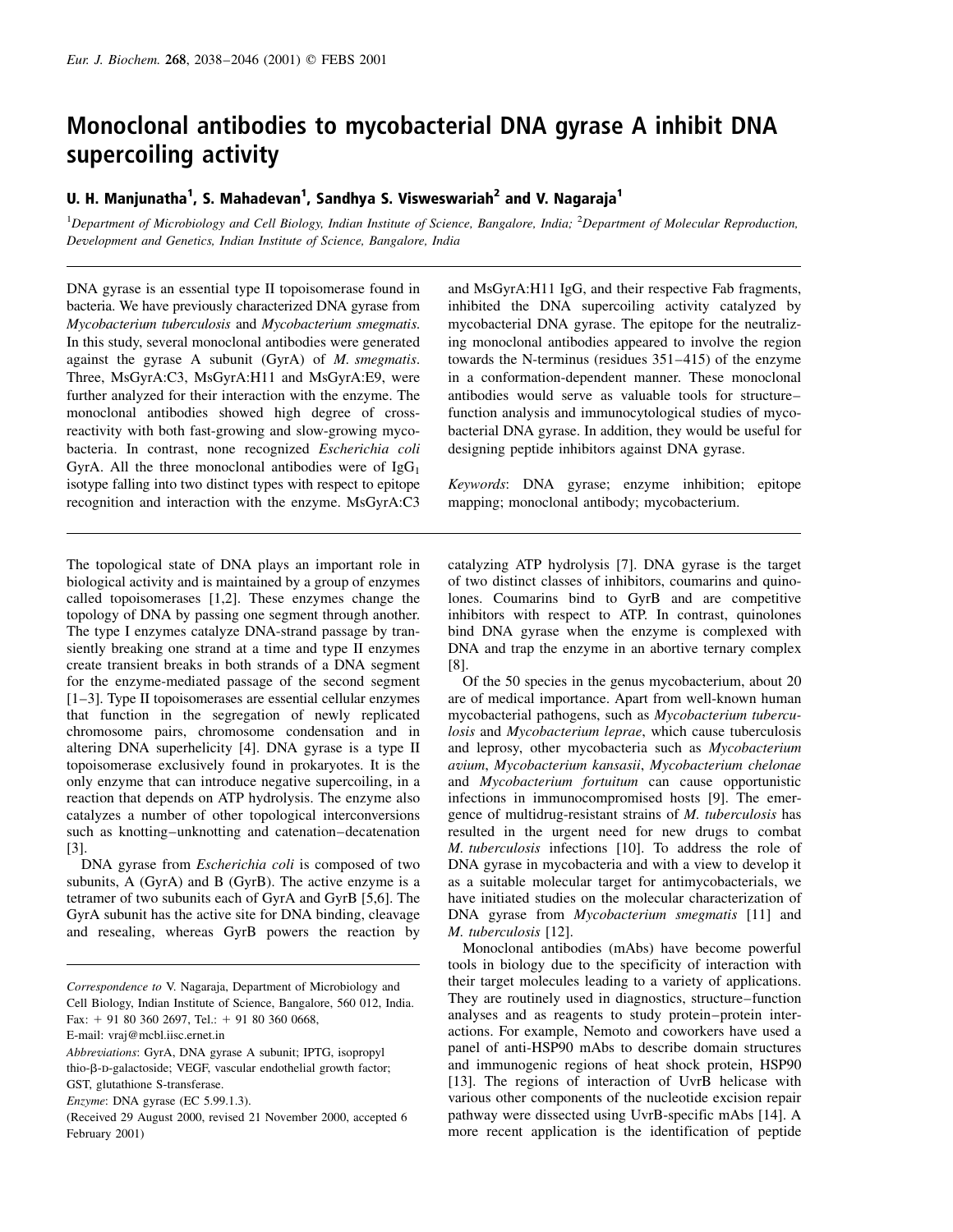# Monoclonal antibodies to mycobacterial DNA gyrase A inhibit DNA supercoiling activity

**U. H. Manjunatha[1], S. Mahadevan[1], Sandhya S. Visweswariah[2] and V. Nagaraja[1]**

[1]Department of Microbiology and Cell Biology, Indian Institute of Science, Bangalore, India; [2]Department of Molecular Reproduction, Development and Genetics, Indian Institute of Science, Bangalore, India

DNA gyrase is an essential type II topoisomerase found in bacteria. We have previously characterized DNA gyrase from *Mycobacterium tuberculosis* and *Mycobacterium smegmatis*. In this study, several monoclonal antibodies were generated against the gyrase A subunit (GyrA) of *M. smegmatis*. Three, MsGyrA:C3, MsGyrA:H11 and MsGyrA:E9, were further analyzed for their interaction with the enzyme. The monoclonal antibodies showed high degree of cross-reactivity with both fast-growing and slow-growing mycobacteria. In contrast, none recognized *Escherichia coli* GyrA. All the three monoclonal antibodies were of $IgG_1$ isotype falling into two distinct types with respect to epitope recognition and interaction with the enzyme. MsGyrA:C3 and MsGyrA:H11 IgG, and their respective Fab fragments, inhibited the DNA supercoiling activity catalyzed by mycobacterial DNA gyrase. The epitope for the neutralizing monoclonal antibodies appeared to involve the region towards the N-terminus (residues 351–415) of the enzyme in a conformation-dependent manner. These monoclonal antibodies would serve as valuable tools for structure–function analysis and immunocytological studies of mycobacterial DNA gyrase. In addition, they would be useful for designing peptide inhibitors against DNA gyrase.

*Keywords*: DNA gyrase; enzyme inhibition; epitope mapping; monoclonal antibody; mycobacterium.

The topological state of DNA plays an important role in biological activity and is maintained by a group of enzymes called topoisomerases [1,2]. These enzymes change the topology of DNA by passing one segment through another. The type I enzymes catalyze DNA-strand passage by transiently breaking one strand at a time and type II enzymes create transient breaks in both strands of a DNA segment for the enzyme-mediated passage of the second segment [1–3]. Type II topoisomerases are essential cellular enzymes that function in the segregation of newly replicated chromosome pairs, chromosome condensation and in altering DNA superhelicity [4]. DNA gyrase is a type II topoisomerase exclusively found in prokaryotes. It is the only enzyme that can introduce negative supercoiling, in a reaction that depends on ATP hydrolysis. The enzyme also catalyzes a number of other topological interconversions such as knotting–unknotting and catenation–decatenation [3].

DNA gyrase from *Escherichia coli* is composed of two subunits, A (GyrA) and B (GyrB). The active enzyme is a tetramer of two subunits each of GyrA and GyrB [5,6]. The GyrA subunit has the active site for DNA binding, cleavage and resealing, whereas GyrB powers the reaction by catalyzing ATP hydrolysis [7]. DNA gyrase is the target of two distinct classes of inhibitors, coumarins and quinolones. Coumarins bind to GyrB and are competitive inhibitors with respect to ATP. In contrast, quinolones bind DNA gyrase when the enzyme is complexed with DNA and trap the enzyme in an abortive ternary complex [8].

Of the 50 species in the genus mycobacterium, about 20 are of medical importance. Apart from well-known human mycobacterial pathogens, such as *Mycobacterium tuberculosis* and *Mycobacterium leprae*, which cause tuberculosis and leprosy, other mycobacteria such as *Mycobacterium avium*, *Mycobacterium kansasii*, *Mycobacterium chelonae* and *Mycobacterium fortuitum* can cause opportunistic infections in immunocompromised hosts [9]. The emergence of multidrug-resistant strains of *M. tuberculosis* has resulted in the urgent need for new drugs to combat *M. tuberculosis* infections [10]. To address the role of DNA gyrase in mycobacteria and with a view to develop it as a suitable molecular target for antimycobacterials, we have initiated studies on the molecular characterization of DNA gyrase from *Mycobacterium smegmatis* [11] and *M. tuberculosis* [12].

Monoclonal antibodies (mAbs) have become powerful tools in biology due to the specificity of interaction with their target molecules leading to a variety of applications. They are routinely used in diagnostics, structure–function analyses and as reagents to study protein–protein interactions. For example, Nemoto and coworkers have used a panel of anti-HSP90 mAbs to describe domain structures and immunogenic regions of heat shock protein, HSP90 [13]. The regions of interaction of UvrB helicase with various other components of the nucleotide excision repair pathway were dissected using UvrB-specific mAbs [14]. A more recent application is the identification of peptide

---

*Correspondence to* V. Nagaraja, Department of Microbiology and Cell Biology, Indian Institute of Science, Bangalore, 560 012, India. Fax: + 91 80 360 2697, Tel.: + 91 80 360 0668, E-mail: vraj@mcbl.iisc.ernet.in

*Abbreviations*: GyrA, DNA gyrase A subunit; IPTG, isopropyl thio-β-D-galactoside; VEGF, vascular endothelial growth factor; GST, glutathione S-transferase.

*Enzyme*: DNA gyrase (EC 5.99.1.3).

(Received 29 August 2000, revised 21 November 2000, accepted 6 February 2001)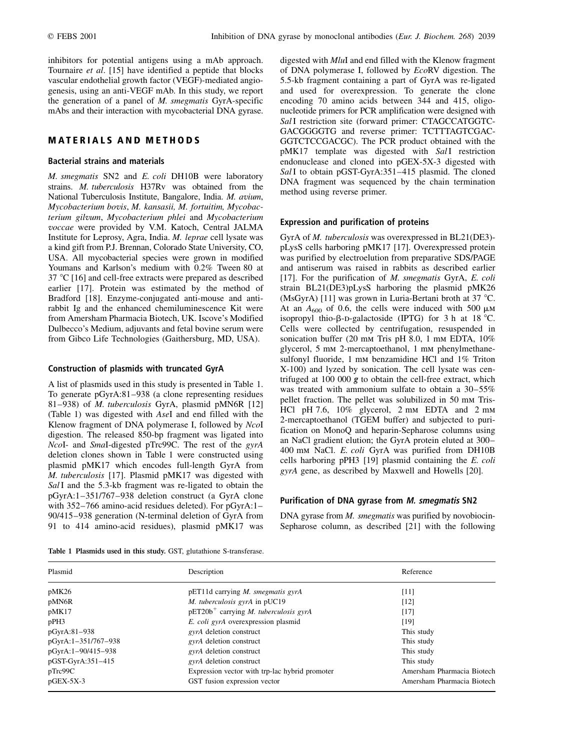inhibitors for potential antigens using a mAb approach. Tournaire *et al*. [15] have identified a peptide that blocks vascular endothelial growth factor (VEGF)-mediated angiogenesis, using an anti-VEGF mAb. In this study, we report the generation of a panel of *M. smegmatis* GyrA-specific mAbs and their interaction with mycobacterial DNA gyrase.

## MATERIALS AND METHODS

### Bacterial strains and materials

*M. smegmatis* SN2 and *E. coli* DH10B were laboratory strains. *M. tuberculosis* H37Rv was obtained from the National Tuberculosis Institute, Bangalore, India. *M. avium*, *Mycobacterium bovis*, *M. kansasii, M. fortuitim, Mycobacterium gilvum*, *Mycobacterium phlei* and *Mycobacterium voccae* were provided by V.M. Katoch, Central JALMA Institute for Leprosy, Agra, India. *M. leprae* cell lysate was a kind gift from P.J. Brennan, Colorado State University, CO, USA. All mycobacterial species were grown in modified Youmans and Karlson's medium with 0.2% Tween 80 at 37 °C [16] and cell-free extracts were prepared as described earlier [17]. Protein was estimated by the method of Bradford [18]. Enzyme-conjugated anti-mouse and anti-rabbit Ig and the enhanced chemiluminescence Kit were from Amersham Pharmacia Biotech, UK. Iscove's Modified Dulbecco's Medium, adjuvants and fetal bovine serum were from Gibco Life Technologies (Gaithersburg, MD, USA).

### Construction of plasmids with truncated GyrA

A list of plasmids used in this study is presented in Table 1. To generate pGyrA:81–938 (a clone representing residues 81–938) of *M. tuberculosis* GyrA, plasmid pMN6R [12] (Table 1) was digested with *Ase*I and end filled with the Klenow fragment of DNA polymerase I, followed by *Nco*I digestion. The released 850-bp fragment was ligated into *Nco*I- and *Sma*I-digested pTrc99C. The rest of the *gyrA* deletion clones shown in Table 1 were constructed using plasmid pMK17 which encodes full-length GyrA from *M. tuberculosis* [17]. Plasmid pMK17 was digested with *Sal*I and the 5.3-kb fragment was re-ligated to obtain the pGyrA:1–351/767–938 deletion construct (a GyrA clone with 352–766 amino-acid residues deleted). For pGyrA:1–90/415–938 generation (N-terminal deletion of GyrA from 91 to 414 amino-acid residues), plasmid pMK17 was digested with *Mlu*I and end filled with the Klenow fragment of DNA polymerase I, followed by *Eco*RV digestion. The 5.5-kb fragment containing a part of GyrA was re-ligated and used for overexpression. To generate the clone encoding 70 amino acids between 344 and 415, oligonucleotide primers for PCR amplification were designed with *Sal*I restriction site (forward primer: CTAGCCATGGTCGACGGGGTG and reverse primer: TCTTTAGTCGACGGTCTCCGACGC). The PCR product obtained with the pMK17 template was digested with *Sal*I restriction endonuclease and cloned into pGEX-5X-3 digested with *Sal*I to obtain pGST-GyrA:351–415 plasmid. The cloned DNA fragment was sequenced by the chain termination method using reverse primer.

### Expression and purification of proteins

GyrA of *M. tuberculosis* was overexpressed in BL21(DE3)-pLysS cells harboring pMK17 [17]. Overexpressed protein was purified by electroelution from preparative SDS/PAGE and antiserum was raised in rabbits as described earlier [17]. For the purification of *M. smegmatis* GyrA, *E. coli* strain BL21(DE3)pLysS harboring the plasmid pMK26 (MsGyrA) [11] was grown in Luria-Bertani broth at 37 °C. At an $A_{600}$ of 0.6, the cells were induced with 500 μM isopropyl thio-β-D-galactoside (IPTG) for 3 h at 18 °C. Cells were collected by centrifugation, resuspended in sonication buffer (20 mM Tris pH 8.0, 1 mM EDTA, 10% glycerol, 5 mM 2-mercaptoethanol, 1 mM phenylmethanesulfonyl fluoride, 1 mM benzamidine HCl and 1% Triton X-100) and lyzed by sonication. The cell lysate was centrifuged at 100 000 ***g*** to obtain the cell-free extract, which was treated with ammonium sulfate to obtain a 30–55% pellet fraction. The pellet was solubilized in 50 mM Tris-HCl pH 7.6, 10% glycerol, 2 mM EDTA and 2 mM 2-mercaptoethanol (TGEM buffer) and subjected to purification on MonoQ and heparin-Sepharose columns using an NaCl gradient elution; the GyrA protein eluted at 300–400 mM NaCl. *E. coli* GyrA was purified from DH10B cells harboring pPH3 [19] plasmid containing the *E. coli gyrA* gene, as described by Maxwell and Howells [20].

### Purification of DNA gyrase from *M. smegmatis* SN2

DNA gyrase from *M. smegmatis* was purified by novobiocin-Sepharose column, as described [21] with the following

**Table 1 Plasmids used in this study.** GST, glutathione S-transferase.

| Plasmid | Description | Reference |
|---|---|---|
| pMK26 | pET11d carrying *M. smegmatis gyrA* | [11] |
| pMN6R | *M. tuberculosis gyrA* in pUC19 | [12] |
| pMK17 | pET20b$^{+}$ carrying *M. tuberculosis gyrA* | [17] |
| pPH3 | *E. coli gyrA* overexpression plasmid | [19] |
| pGyrA:81–938 | *gyrA* deletion construct | This study |
| pGyrA:1–351/767–938 | *gyrA* deletion construct | This study |
| pGyrA:1–90/415–938 | *gyrA* deletion construct | This study |
| pGST-GyrA:351–415 | *gyrA* deletion construct | This study |
| pTrc99C | Expression vector with trp-lac hybrid promoter | Amersham Pharmacia Biotech |
| pGEX-5X-3 | GST fusion expression vector | Amersham Pharmacia Biotech |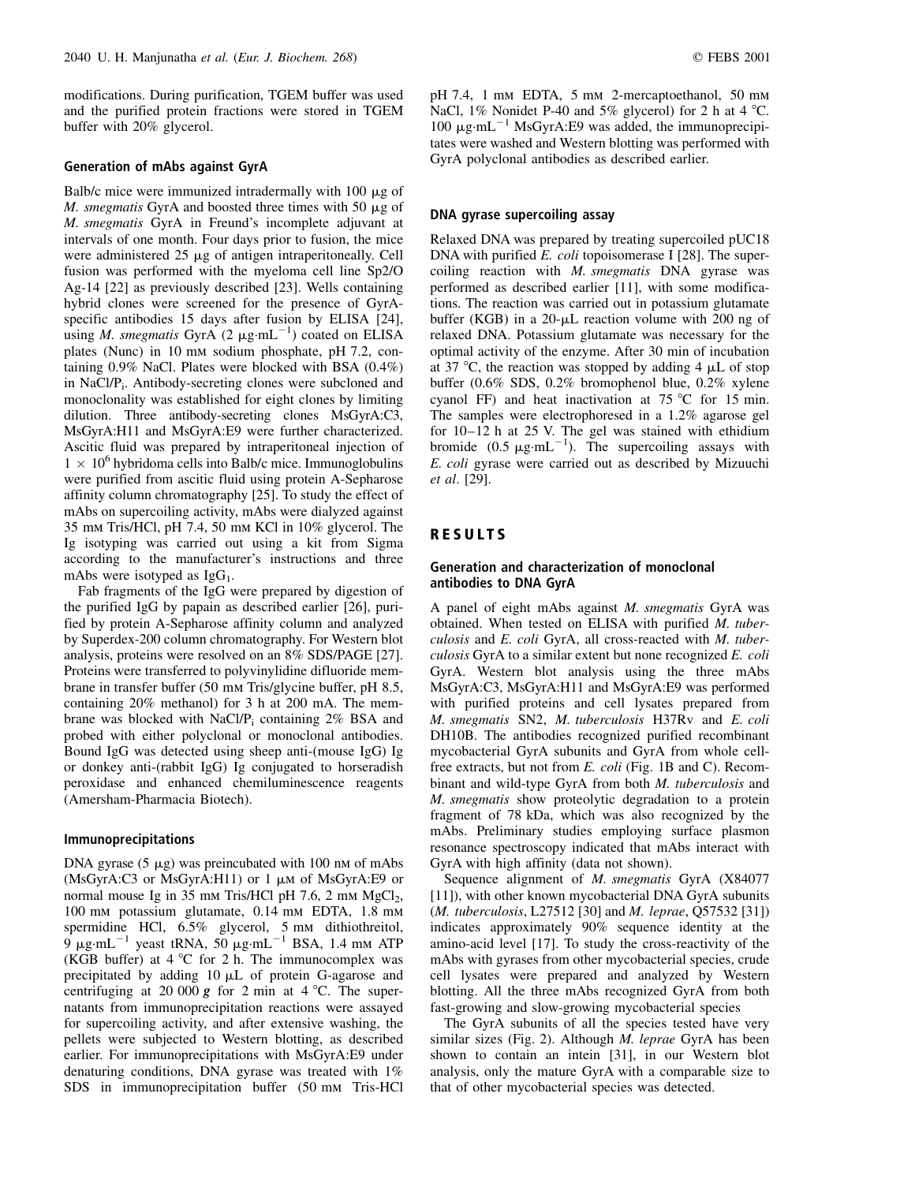modifications. During purification, TGEM buffer was used and the purified protein fractions were stored in TGEM buffer with 20% glycerol.

### Generation of mAbs against GyrA

Balb/c mice were immunized intradermally with 100 μg of *M. smegmatis* GyrA and boosted three times with 50 μg of *M. smegmatis* GyrA in Freund's incomplete adjuvant at intervals of one month. Four days prior to fusion, the mice were administered 25 μg of antigen intraperitoneally. Cell fusion was performed with the myeloma cell line Sp2/O Ag-14 [22] as previously described [23]. Wells containing hybrid clones were screened for the presence of GyrA-specific antibodies 15 days after fusion by ELISA [24], using *M. smegmatis* GyrA (2 $\mu g \cdot mL^{-1}$) coated on ELISA plates (Nunc) in 10 mM sodium phosphate, pH 7.2, containing 0.9% NaCl. Plates were blocked with BSA (0.4%) in NaCl/$P_i$. Antibody-secreting clones were subcloned and monoclonality was established for eight clones by limiting dilution. Three antibody-secreting clones MsGyrA:C3, MsGyrA:H11 and MsGyrA:E9 were further characterized. Ascitic fluid was prepared by intraperitoneal injection of $1 \times 10^6$ hybridoma cells into Balb/c mice. Immunoglobulins were purified from ascitic fluid using protein A-Sepharose affinity column chromatography [25]. To study the effect of mAbs on supercoiling activity, mAbs were dialyzed against 35 mM Tris/HCl, pH 7.4, 50 mM KCl in 10% glycerol. The Ig isotyping was carried out using a kit from Sigma according to the manufacturer's instructions and three mAbs were isotyped as $IgG_1$.

Fab fragments of the IgG were prepared by digestion of the purified IgG by papain as described earlier [26], purified by protein A-Sepharose affinity column and analyzed by Superdex-200 column chromatography. For Western blot analysis, proteins were resolved on an 8% SDS/PAGE [27]. Proteins were transferred to polyvinylidine difluoride membrane in transfer buffer (50 mM Tris/glycine buffer, pH 8.5, containing 20% methanol) for 3 h at 200 mA. The membrane was blocked with NaCl/$P_i$ containing 2% BSA and probed with either polyclonal or monoclonal antibodies. Bound IgG was detected using sheep anti-(mouse IgG) Ig or donkey anti-(rabbit IgG) Ig conjugated to horseradish peroxidase and enhanced chemiluminescence reagents (Amersham-Pharmacia Biotech).

### Immunoprecipitations

DNA gyrase (5 μg) was preincubated with 100 nM of mAbs (MsGyrA:C3 or MsGyrA:H11) or 1 μM of MsGyrA:E9 or normal mouse Ig in 35 mM Tris/HCl pH 7.6, 2 mM $MgCl_2$, 100 mM potassium glutamate, 0.14 mM EDTA, 1.8 mM spermidine HCl, 6.5% glycerol, 5 mM dithiothreitol, 9 $\mu g \cdot mL^{-1}$ yeast tRNA, 50 $\mu g \cdot mL^{-1}$ BSA, 1.4 mM ATP (KGB buffer) at 4 °C for 2 h. The immunocomplex was precipitated by adding 10 μL of protein G-agarose and centrifuging at 20 000 ***g*** for 2 min at 4 °C. The supernatants from immunoprecipitation reactions were assayed for supercoiling activity, and after extensive washing, the pellets were subjected to Western blotting, as described earlier. For immunoprecipitations with MsGyrA:E9 under denaturing conditions, DNA gyrase was treated with 1% SDS in immunoprecipitation buffer (50 mM Tris-HCl pH 7.4, 1 mM EDTA, 5 mM 2-mercaptoethanol, 50 mM NaCl, 1% Nonidet P-40 and 5% glycerol) for 2 h at 4 °C. 100 $\mu g \cdot mL^{-1}$ MsGyrA:E9 was added, the immunoprecipitates were washed and Western blotting was performed with GyrA polyclonal antibodies as described earlier.

### DNA gyrase supercoiling assay

Relaxed DNA was prepared by treating supercoiled pUC18 DNA with purified *E. coli* topoisomerase I [28]. The supercoiling reaction with *M. smegmatis* DNA gyrase was performed as described earlier [11], with some modifications. The reaction was carried out in potassium glutamate buffer (KGB) in a 20-μL reaction volume with 200 ng of relaxed DNA. Potassium glutamate was necessary for the optimal activity of the enzyme. After 30 min of incubation at 37 °C, the reaction was stopped by adding 4 μL of stop buffer (0.6% SDS, 0.2% bromophenol blue, 0.2% xylene cyanol FF) and heat inactivation at 75 °C for 15 min. The samples were electrophoresed in a 1.2% agarose gel for 10–12 h at 25 V. The gel was stained with ethidium bromide (0.5 $\mu g \cdot mL^{-1}$). The supercoiling assays with *E. coli* gyrase were carried out as described by Mizuuchi *et al*. [29].

## RESULTS

### Generation and characterization of monoclonal antibodies to DNA GyrA

A panel of eight mAbs against *M. smegmatis* GyrA was obtained. When tested on ELISA with purified *M. tuberculosis* and *E. coli* GyrA, all cross-reacted with *M. tuberculosis* GyrA to a similar extent but none recognized *E. coli* GyrA. Western blot analysis using the three mAbs MsGyrA:C3, MsGyrA:H11 and MsGyrA:E9 was performed with purified proteins and cell lysates prepared from *M. smegmatis* SN2, *M. tuberculosis* H37Rv and *E. coli* DH10B. The antibodies recognized purified recombinant mycobacterial GyrA subunits and GyrA from whole cell-free extracts, but not from *E. coli* (Fig. 1B and C). Recombinant and wild-type GyrA from both *M. tuberculosis* and *M. smegmatis* show proteolytic degradation to a protein fragment of 78 kDa, which was also recognized by the mAbs. Preliminary studies employing surface plasmon resonance spectroscopy indicated that mAbs interact with GyrA with high affinity (data not shown).

Sequence alignment of *M. smegmatis* GyrA (X84077 [11]), with other known mycobacterial DNA GyrA subunits (*M. tuberculosis*, L27512 [30] and *M. leprae*, Q57532 [31]) indicates approximately 90% sequence identity at the amino-acid level [17]. To study the cross-reactivity of the mAbs with gyrases from other mycobacterial species, crude cell lysates were prepared and analyzed by Western blotting. All the three mAbs recognized GyrA from both fast-growing and slow-growing mycobacterial species

The GyrA subunits of all the species tested have very similar sizes (Fig. 2). Although *M. leprae* GyrA has been shown to contain an intein [31], in our Western blot analysis, only the mature GyrA with a comparable size to that of other mycobacterial species was detected.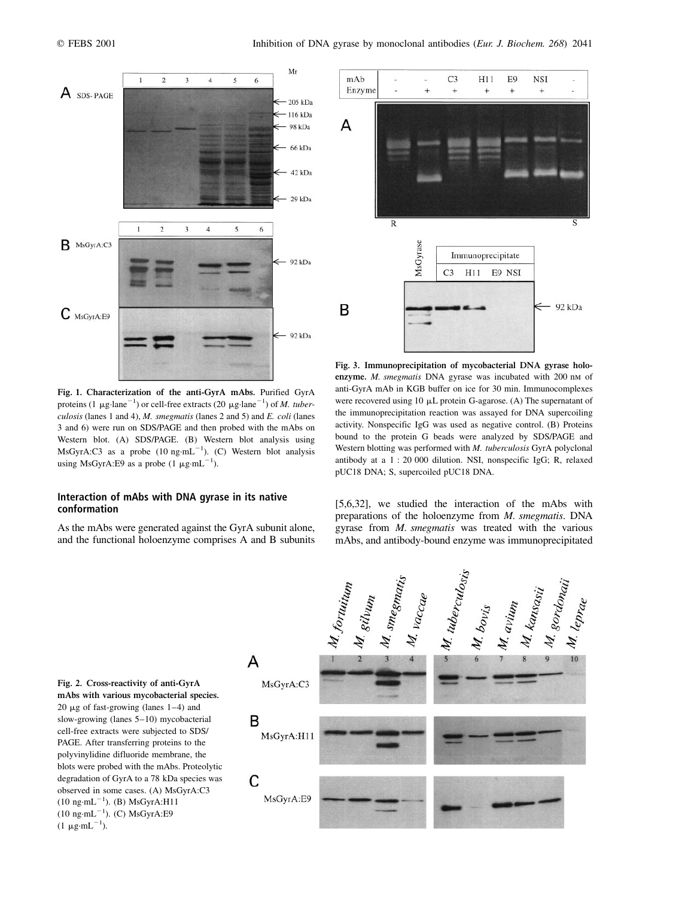**Fig. 1. Characterization of the anti-GyrA mAbs.** Purified GyrA proteins (1 μg·lane$^{-1}$) or cell-free extracts (20 μg·lane$^{-1}$) of *M. tuberculosis* (lanes 1 and 4), *M. smegmatis* (lanes 2 and 5) and *E. coli* (lanes 3 and 6) were run on SDS/PAGE and then probed with the mAbs on Western blot. (A) SDS/PAGE. (B) Western blot analysis using MsGyrA:C3 as a probe (10 ng·mL$^{-1}$). (C) Western blot analysis using MsGyrA:E9 as a probe (1 μg·mL$^{-1}$).

**Fig. 3. Immunoprecipitation of mycobacterial DNA gyrase holoenzyme.** *M. smegmatis* DNA gyrase was incubated with 200 nM of anti-GyrA mAb in KGB buffer on ice for 30 min. Immunocomplexes were recovered using 10 μL protein G-agarose. (A) The supernatant of the immunoprecipitation reaction was assayed for DNA supercoiling activity. Nonspecific IgG was used as negative control. (B) Proteins bound to the protein G beads were analyzed by SDS/PAGE and Western blotting was performed with *M. tuberculosis* GyrA polyclonal antibody at a 1 : 20 000 dilution. NSI, nonspecific IgG; R, relaxed pUC18 DNA; S, supercoiled pUC18 DNA.

## Interaction of mAbs with DNA gyrase in its native conformation

As the mAbs were generated against the GyrA subunit alone, and the functional holoenzyme comprises A and B subunits [5,6,32], we studied the interaction of the mAbs with preparations of the holoenzyme from *M. smegmatis*. DNA gyrase from *M. smegmatis* was treated with the various mAbs, and antibody-bound enzyme was immunoprecipitated

**Fig. 2. Cross-reactivity of anti-GyrA mAbs with various mycobacterial species.** 20 μg of fast-growing (lanes 1–4) and slow-growing (lanes 5–10) mycobacterial cell-free extracts were subjected to SDS/PAGE. After transferring proteins to the polyvinylidine difluoride membrane, the blots were probed with the mAbs. Proteolytic degradation of GyrA to a 78 kDa species was observed in some cases. (A) MsGyrA:C3 (10 ng·mL$^{-1}$). (B) MsGyrA:H11 (10 ng·mL$^{-1}$). (C) MsGyrA:E9 (1 μg·mL$^{-1}$).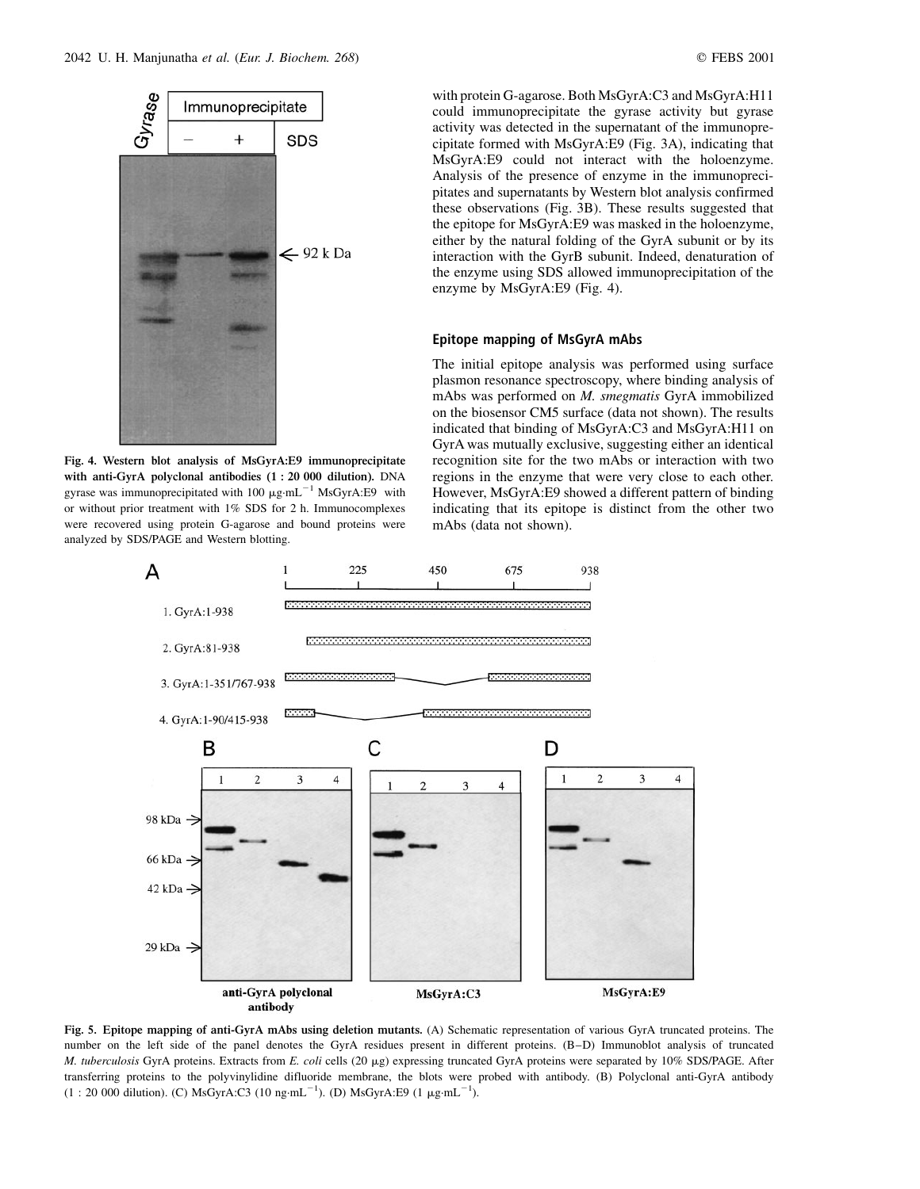**Fig. 4. Western blot analysis of MsGyrA:E9 immunoprecipitate with anti-GyrA polyclonal antibodies (1 : 20 000 dilution).** DNA gyrase was immunoprecipitated with 100 μg·mL$^{-1}$ MsGyrA:E9 with or without prior treatment with 1% SDS for 2 h. Immunocomplexes were recovered using protein G-agarose and bound proteins were analyzed by SDS/PAGE and Western blotting.

with protein G-agarose. Both MsGyrA:C3 and MsGyrA:H11 could immunoprecipitate the gyrase activity but gyrase activity was detected in the supernatant of the immunoprecipitate formed with MsGyrA:E9 (Fig. 3A), indicating that MsGyrA:E9 could not interact with the holoenzyme. Analysis of the presence of enzyme in the immunoprecipitates and supernatants by Western blot analysis confirmed these observations (Fig. 3B). These results suggested that the epitope for MsGyrA:E9 was masked in the holoenzyme, either by the natural folding of the GyrA subunit or by its interaction with the GyrB subunit. Indeed, denaturation of the enzyme using SDS allowed immunoprecipitation of the enzyme by MsGyrA:E9 (Fig. 4).

### Epitope mapping of MsGyrA mAbs

The initial epitope analysis was performed using surface plasmon resonance spectroscopy, where binding analysis of mAbs was performed on *M. smegmatis* GyrA immobilized on the biosensor CM5 surface (data not shown). The results indicated that binding of MsGyrA:C3 and MsGyrA:H11 on GyrA was mutually exclusive, suggesting either an identical recognition site for the two mAbs or interaction with two regions in the enzyme that were very close to each other. However, MsGyrA:E9 showed a different pattern of binding indicating that its epitope is distinct from the other two mAbs (data not shown).

**Fig. 5. Epitope mapping of anti-GyrA mAbs using deletion mutants.** (A) Schematic representation of various GyrA truncated proteins. The number on the left side of the panel denotes the GyrA residues present in different proteins. (B–D) Immunoblot analysis of truncated *M. tuberculosis* GyrA proteins. Extracts from *E. coli* cells (20 μg) expressing truncated GyrA proteins were separated by 10% SDS/PAGE. After transferring proteins to the polyvinylidine difluoride membrane, the blots were probed with antibody. (B) Polyclonal anti-GyrA antibody (1 : 20 000 dilution). (C) MsGyrA:C3 (10 ng·mL$^{-1}$). (D) MsGyrA:E9 (1 μg·mL$^{-1}$).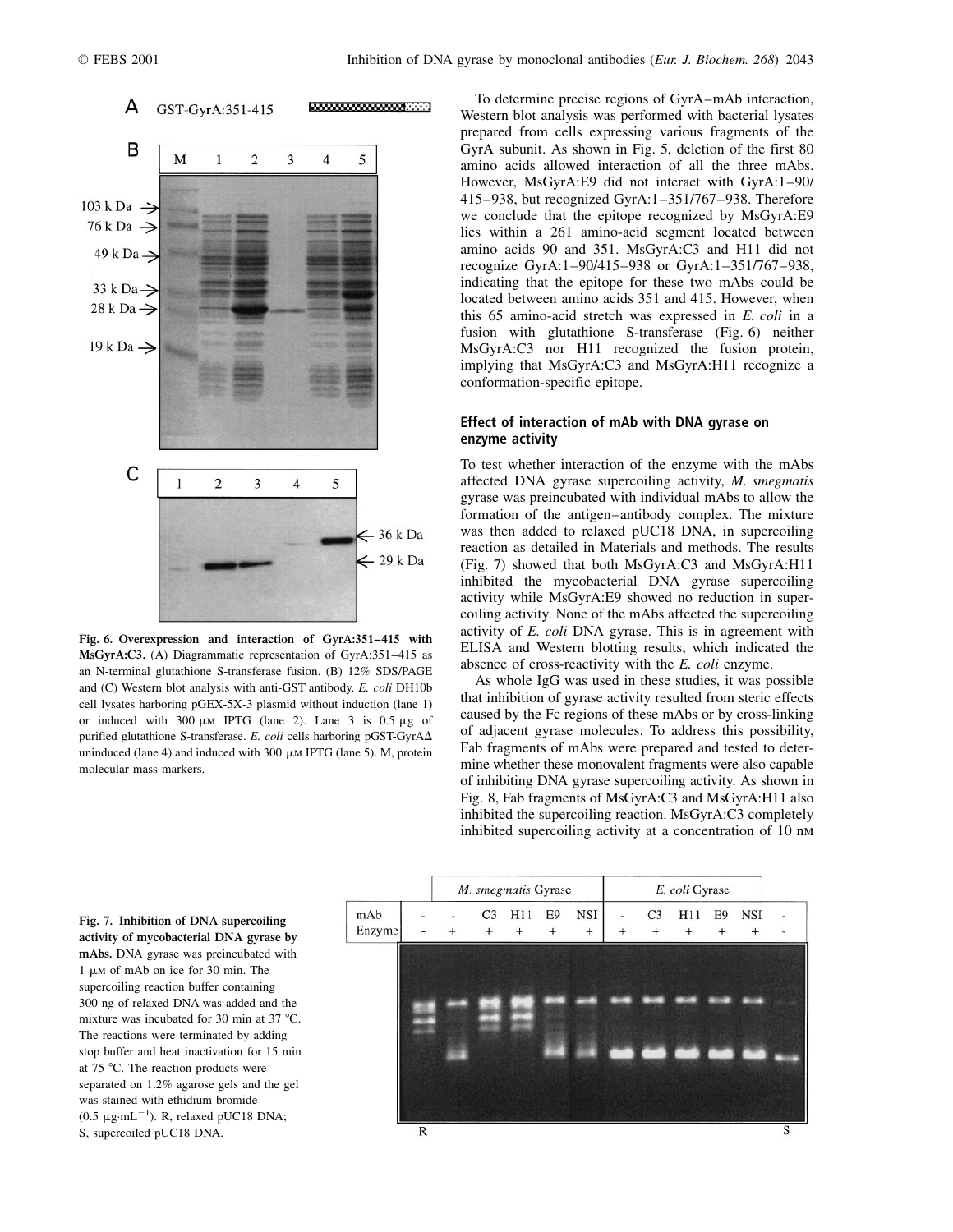**Fig. 6. Overexpression and interaction of GyrA:351–415 with MsGyrA:C3.** (A) Diagrammatic representation of GyrA:351–415 as an N-terminal glutathione S-transferase fusion. (B) 12% SDS/PAGE and (C) Western blot analysis with anti-GST antibody. *E. coli* DH10b cell lysates harboring pGEX-5X-3 plasmid without induction (lane 1) or induced with 300 μM IPTG (lane 2). Lane 3 is 0.5 μg of purified glutathione S-transferase. *E. coli* cells harboring pGST-GyrAΔ uninduced (lane 4) and induced with 300 μM IPTG (lane 5). M, protein molecular mass markers.

To determine precise regions of GyrA–mAb interaction, Western blot analysis was performed with bacterial lysates prepared from cells expressing various fragments of the GyrA subunit. As shown in Fig. 5, deletion of the first 80 amino acids allowed interaction of all the three mAbs. However, MsGyrA:E9 did not interact with GyrA:1–90/415–938, but recognized GyrA:1–351/767–938. Therefore we conclude that the epitope recognized by MsGyrA:E9 lies within a 261 amino-acid segment located between amino acids 90 and 351. MsGyrA:C3 and H11 did not recognize GyrA:1–90/415–938 or GyrA:1–351/767–938, indicating that the epitope for these two mAbs could be located between amino acids 351 and 415. However, when this 65 amino-acid stretch was expressed in *E. coli* in a fusion with glutathione S-transferase (Fig. 6) neither MsGyrA:C3 nor H11 recognized the fusion protein, implying that MsGyrA:C3 and MsGyrA:H11 recognize a conformation-specific epitope.

### Effect of interaction of mAb with DNA gyrase on enzyme activity

To test whether interaction of the enzyme with the mAbs affected DNA gyrase supercoiling activity, *M. smegmatis* gyrase was preincubated with individual mAbs to allow the formation of the antigen–antibody complex. The mixture was then added to relaxed pUC18 DNA, in supercoiling reaction as detailed in Materials and methods. The results (Fig. 7) showed that both MsGyrA:C3 and MsGyrA:H11 inhibited the mycobacterial DNA gyrase supercoiling activity while MsGyrA:E9 showed no reduction in supercoiling activity. None of the mAbs affected the supercoiling activity of *E. coli* DNA gyrase. This is in agreement with ELISA and Western blotting results, which indicated the absence of cross-reactivity with the *E. coli* enzyme.

As whole IgG was used in these studies, it was possible that inhibition of gyrase activity resulted from steric effects caused by the Fc regions of these mAbs or by cross-linking of adjacent gyrase molecules. To address this possibility, Fab fragments of mAbs were prepared and tested to determine whether these monovalent fragments were also capable of inhibiting DNA gyrase supercoiling activity. As shown in Fig. 8, Fab fragments of MsGyrA:C3 and MsGyrA:H11 also inhibited the supercoiling reaction. MsGyrA:C3 completely inhibited supercoiling activity at a concentration of 10 nM

**Fig. 7. Inhibition of DNA supercoiling activity of mycobacterial DNA gyrase by mAbs.** DNA gyrase was preincubated with 1 μM of mAb on ice for 30 min. The supercoiling reaction buffer containing 300 ng of relaxed DNA was added and the mixture was incubated for 30 min at 37 °C. The reactions were terminated by adding stop buffer and heat inactivation for 15 min at 75 °C. The reaction products were separated on 1.2% agarose gels and the gel was stained with ethidium bromide (0.5 μg·mL$^{-1}$). R, relaxed pUC18 DNA; S, supercoiled pUC18 DNA.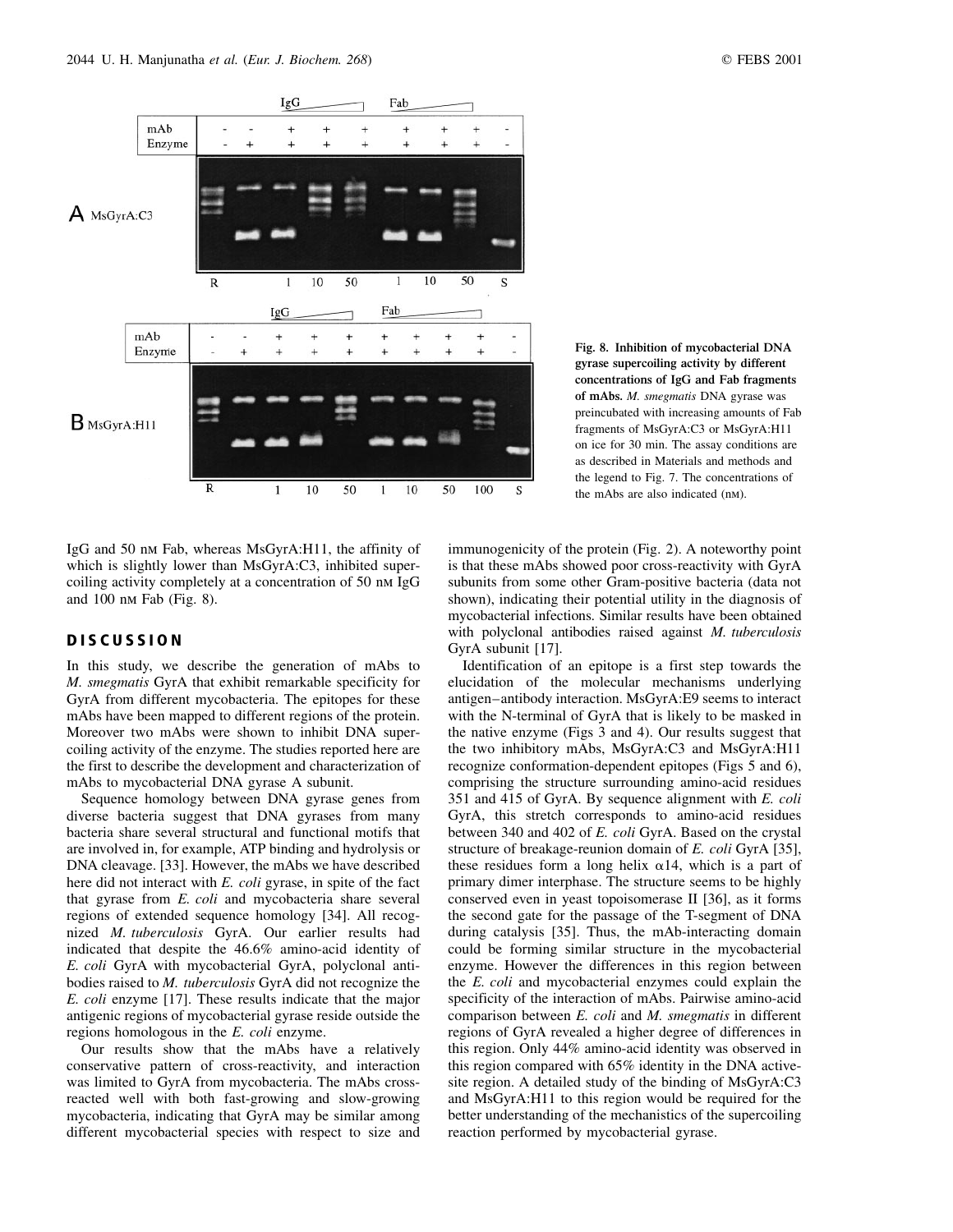**Fig. 8. Inhibition of mycobacterial DNA gyrase supercoiling activity by different concentrations of IgG and Fab fragments of mAbs.** *M. smegmatis* DNA gyrase was preincubated with increasing amounts of Fab fragments of MsGyrA:C3 or MsGyrA:H11 on ice for 30 min. The assay conditions are as described in Materials and methods and the legend to Fig. 7. The concentrations of the mAbs are also indicated (nM).

IgG and 50 nM Fab, whereas MsGyrA:H11, the affinity of which is slightly lower than MsGyrA:C3, inhibited supercoiling activity completely at a concentration of 50 nM IgG and 100 nM Fab (Fig. 8).

## DISCUSSION

In this study, we describe the generation of mAbs to *M. smegmatis* GyrA that exhibit remarkable specificity for GyrA from different mycobacteria. The epitopes for these mAbs have been mapped to different regions of the protein. Moreover two mAbs were shown to inhibit DNA supercoiling activity of the enzyme. The studies reported here are the first to describe the development and characterization of mAbs to mycobacterial DNA gyrase A subunit.

Sequence homology between DNA gyrase genes from diverse bacteria suggest that DNA gyrases from many bacteria share several structural and functional motifs that are involved in, for example, ATP binding and hydrolysis or DNA cleavage. [33]. However, the mAbs we have described here did not interact with *E. coli* gyrase, in spite of the fact that gyrase from *E. coli* and mycobacteria share several regions of extended sequence homology [34]. All recognized *M. tuberculosis* GyrA. Our earlier results had indicated that despite the 46.6% amino-acid identity of *E. coli* GyrA with mycobacterial GyrA, polyclonal antibodies raised to *M. tuberculosis* GyrA did not recognize the *E. coli* enzyme [17]. These results indicate that the major antigenic regions of mycobacterial gyrase reside outside the regions homologous in the *E. coli* enzyme.

Our results show that the mAbs have a relatively conservative pattern of cross-reactivity, and interaction was limited to GyrA from mycobacteria. The mAbs cross-reacted well with both fast-growing and slow-growing mycobacteria, indicating that GyrA may be similar among different mycobacterial species with respect to size and immunogenicity of the protein (Fig. 2). A noteworthy point is that these mAbs showed poor cross-reactivity with GyrA subunits from some other Gram-positive bacteria (data not shown), indicating their potential utility in the diagnosis of mycobacterial infections. Similar results have been obtained with polyclonal antibodies raised against *M. tuberculosis* GyrA subunit [17].

Identification of an epitope is a first step towards the elucidation of the molecular mechanisms underlying antigen–antibody interaction. MsGyrA:E9 seems to interact with the N-terminal of GyrA that is likely to be masked in the native enzyme (Figs 3 and 4). Our results suggest that the two inhibitory mAbs, MsGyrA:C3 and MsGyrA:H11 recognize conformation-dependent epitopes (Figs 5 and 6), comprising the structure surrounding amino-acid residues 351 and 415 of GyrA. By sequence alignment with *E. coli* GyrA, this stretch corresponds to amino-acid residues between 340 and 402 of *E. coli* GyrA. Based on the crystal structure of breakage-reunion domain of *E. coli* GyrA [35], these residues form a long helix α14, which is a part of primary dimer interphase. The structure seems to be highly conserved even in yeast topoisomerase II [36], as it forms the second gate for the passage of the T-segment of DNA during catalysis [35]. Thus, the mAb-interacting domain could be forming similar structure in the mycobacterial enzyme. However the differences in this region between the *E. coli* and mycobacterial enzymes could explain the specificity of the interaction of mAbs. Pairwise amino-acid comparison between *E. coli* and *M. smegmatis* in different regions of GyrA revealed a higher degree of differences in this region. Only 44% amino-acid identity was observed in this region compared with 65% identity in the DNA active-site region. A detailed study of the binding of MsGyrA:C3 and MsGyrA:H11 to this region would be required for the better understanding of the mechanistics of the supercoiling reaction performed by mycobacterial gyrase.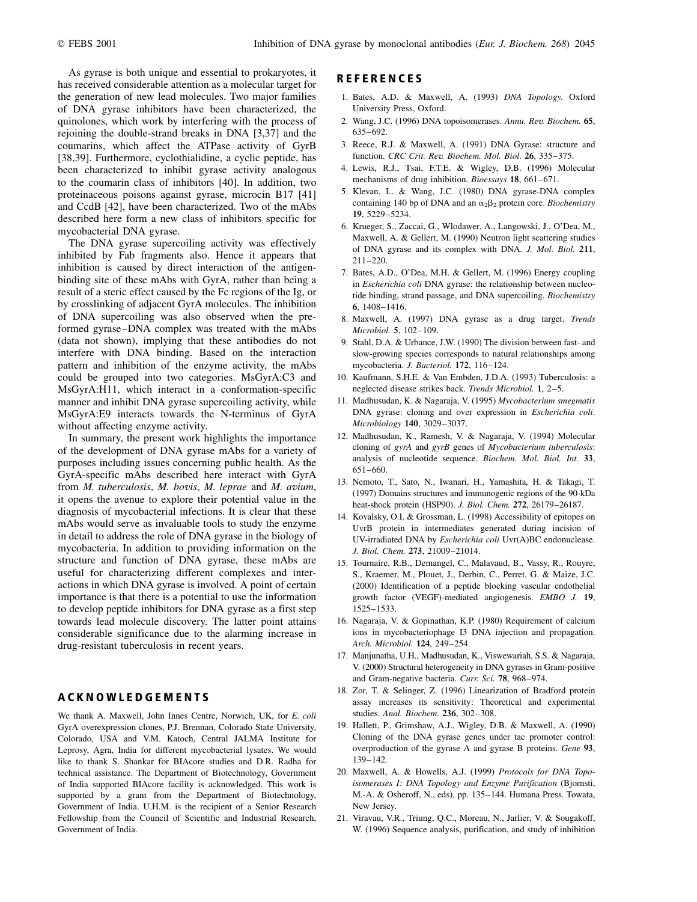As gyrase is both unique and essential to prokaryotes, it has received considerable attention as a molecular target for the generation of new lead molecules. Two major families of DNA gyrase inhibitors have been characterized, the quinolones, which work by interfering with the process of rejoining the double-strand breaks in DNA [3,37] and the coumarins, which affect the ATPase activity of GyrB [38,39]. Furthermore, cyclothialidine, a cyclic peptide, has been characterized to inhibit gyrase activity analogous to the coumarin class of inhibitors [40]. In addition, two proteinaceous poisons against gyrase, microcin B17 [41] and CcdB [42], have been characterized. Two of the mAbs described here form a new class of inhibitors specific for mycobacterial DNA gyrase.

The DNA gyrase supercoiling activity was effectively inhibited by Fab fragments also. Hence it appears that inhibition is caused by direct interaction of the antigen-binding site of these mAbs with GyrA, rather than being a result of a steric effect caused by the Fc regions of the Ig, or by crosslinking of adjacent GyrA molecules. The inhibition of DNA supercoiling was also observed when the pre-formed gyrase–DNA complex was treated with the mAbs (data not shown), implying that these antibodies do not interfere with DNA binding. Based on the interaction pattern and inhibition of the enzyme activity, the mAbs could be grouped into two categories. MsGyrA:C3 and MsGyrA:H11, which interact in a conformation-specific manner and inhibit DNA gyrase supercoiling activity, while MsGyrA:E9 interacts towards the N-terminus of GyrA without affecting enzyme activity.

In summary, the present work highlights the importance of the development of DNA gyrase mAbs for a variety of purposes including issues concerning public health. As the GyrA-specific mAbs described here interact with GyrA from *M. tuberculosis*, *M. bovis*, *M. leprae* and *M. avium*, it opens the avenue to explore their potential value in the diagnosis of mycobacterial infections. It is clear that these mAbs would serve as invaluable tools to study the enzyme in detail to address the role of DNA gyrase in the biology of mycobacteria. In addition to providing information on the structure and function of DNA gyrase, these mAbs are useful for characterizing different complexes and interactions in which DNA gyrase is involved. A point of certain importance is that there is a potential to use the information to develop peptide inhibitors for DNA gyrase as a first step towards lead molecule discovery. The latter point attains considerable significance due to the alarming increase in drug-resistant tuberculosis in recent years.

## ACKNOWLEDGEMENTS

We thank A. Maxwell, John Innes Centre, Norwich, UK, for *E. coli* GyrA overexpression clones, P.J. Brennan, Colorado State University, Colorado, USA and V.M. Katoch, Central JALMA Institute for Leprosy, Agra, India for different mycobacterial lysates. We would like to thank S. Shankar for BIAcore studies and D.R. Radha for technical assistance. The Department of Biotechnology, Government of India supported BIAcore facility is acknowledged. This work is supported by a grant from the Department of Biotechnology, Government of India. U.H.M. is the recipient of a Senior Research Fellowship from the Council of Scientific and Industrial Research, Government of India.

## REFERENCES

1. Bates, A.D. & Maxwell, A. (1993) *DNA Topology*. Oxford University Press, Oxford.
2. Wang, J.C. (1996) DNA topoisomerases. *Annu. Rev. Biochem.* **65**, 635–692.
3. Reece, R.J. & Maxwell, A. (1991) DNA Gyrase: structure and function. *CRC Crit. Rev. Biochem. Mol. Biol.* **26**, 335–375.
4. Lewis, R.J., Tsai, F.T.E. & Wigley, D.B. (1996) Molecular mechanisms of drug inhibition. *Bioessays* **18**, 661–671.
5. Klevan, L. & Wang, J.C. (1980) DNA gyrase-DNA complex containing 140 bp of DNA and an $\alpha_2\beta_2$ protein core. *Biochemistry* **19**, 5229–5234.
6. Krueger, S., Zaccai, G., Wlodawer, A., Langowski, J., O'Dea, M., Maxwell, A. & Gellert, M. (1990) Neutron light scattering studies of DNA gyrase and its complex with DNA. *J. Mol. Biol.* **211**, 211–220.
7. Bates, A.D., O'Dea, M.H. & Gellert, M. (1996) Energy coupling in *Escherichia coli* DNA gyrase: the relationship between nucleotide binding, strand passage, and DNA supercoiling. *Biochemistry* **6**, 1408–1416.
8. Maxwell, A. (1997) DNA gyrase as a drug target. *Trends Microbiol.* **5**, 102–109.
9. Stahl, D.A. & Urbance, J.W. (1990) The division between fast- and slow-growing species corresponds to natural relationships among mycobacteria. *J. Bacteriol.* **172**, 116–124.
10. Kaufmann, S.H.E. & Van Embden, J.D.A. (1993) Tuberculosis: a neglected disease strikes back. *Trends Microbiol.* **1**, 2–5.
11. Madhusudan, K. & Nagaraja, V. (1995) *Mycobacterium smegmatis* DNA gyrase: cloning and over expression in *Escherichia coli*. *Microbiology* **140**, 3029–3037.
12. Madhusudan, K., Ramesh, V. & Nagaraja, V. (1994) Molecular cloning of *gyrA* and *gyrB* genes of *Mycobacterium tuberculosis*: analysis of nucleotide sequence. *Biochem. Mol. Biol. Int.* **33**, 651–660.
13. Nemoto, T., Sato, N., Iwanari, H., Yamashita, H. & Takagi, T. (1997) Domains structures and immunogenic regions of the 90-kDa heat-shock protein (HSP90). *J. Biol. Chem.* **272**, 26179–26187.
14. Kovalsky, O.I. & Grossman, L. (1998) Accessibility of epitopes on UvrB protein in intermediates generated during incision of UV-irradiated DNA by *Escherichia coli* Uvr(A)BC endonuclease. *J. Biol. Chem.* **273**, 21009–21014.
15. Tournaire, R.B., Demangel, C., Malavaud, B., Vassy, R., Rouyre, S., Kraemer, M., Plouet, J., Derbin, C., Perret, G. & Maize, J.C. (2000) Identification of a peptide blocking vascular endothelial growth factor (VEGF)-mediated angiogenesis. *EMBO J.* **19**, 1525–1533.
16. Nagaraja, V. & Gopinathan, K.P. (1980) Requirement of calcium ions in mycobacteriophage I3 DNA injection and propagation. *Arch. Microbiol.* **124**, 249–254.
17. Manjunatha, U.H., Madhusudan, K., Viswewariah, S.S. & Nagaraja, V. (2000) Structural heterogeneity in DNA gyrases in Gram-positive and Gram-negative bacteria. *Curr. Sci.* **78**, 968–974.
18. Zor, T. & Selinger, Z. (1996) Linearization of Bradford protein assay increases its sensitivity: Theoretical and experimental studies. *Anal. Biochem.* **236**, 302–308.
19. Hallett, P., Grimshaw, A.J., Wigley, D.B. & Maxwell, A. (1990) Cloning of the DNA gyrase genes under tac promoter control: overproduction of the gyrase A and gyrase B proteins. *Gene* **93**, 139–142.
20. Maxwell, A. & Howells, A.J. (1999) *Protocols for DNA Topoisomerases I: DNA Topology and Enzyme Purification* (Bjornsti, M.-A. & Osheroff, N., eds), pp. 135–144. Humana Press. Towata, New Jersey.
21. Viravau, V.R., Triung, Q.C., Moreau, N., Jarlier, V. & Sougakoff, W. (1996) Sequence analysis, purification, and study of inhibition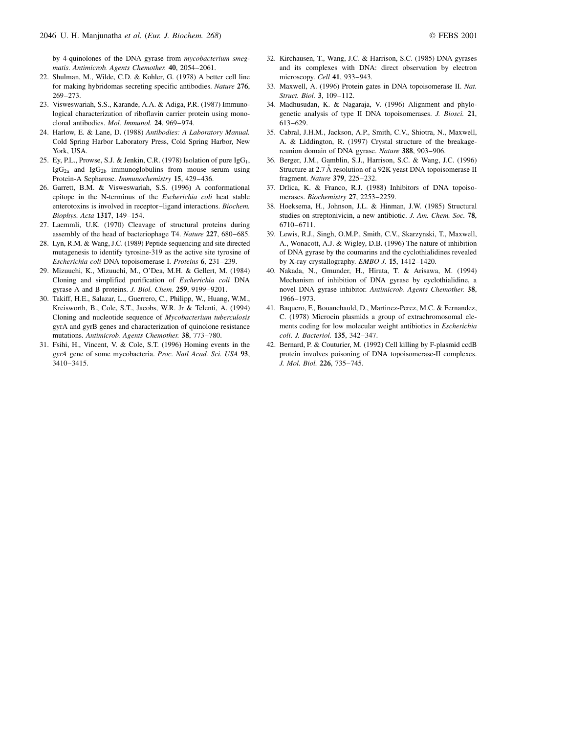by 4-quinolones of the DNA gyrase from *mycobacterium smegmatis*. *Antimicrob. Agents Chemother.* **40**, 2054–2061.

22. Shulman, M., Wilde, C.D. & Kohler, G. (1978) A better cell line for making hybridomas secreting specific antibodies. *Nature* **276**, 269–273.
23. Visweswariah, S.S., Karande, A.A. & Adiga, P.R. (1987) Immunological characterization of riboflavin carrier protein using monoclonal antibodies. *Mol. Immunol.* **24**, 969–974.
24. Harlow, E. & Lane, D. (1988) *Antibodies: A Laboratory Manual.* Cold Spring Harbor Laboratory Press, Cold Spring Harbor, New York, USA.
25. Ey, P.L., Prowse, S.J. & Jenkin, C.R. (1978) Isolation of pure $IgG_1$, $IgG_{2a}$ and $IgG_{2b}$ immunoglobulins from mouse serum using Protein-A Sepharose. *Immunochemistry* **15**, 429–436.
26. Garrett, B.M. & Visweswariah, S.S. (1996) A conformational epitope in the N-terminus of the *Escherichia coli* heat stable enterotoxins is involved in receptor–ligand interactions. *Biochem. Biophys. Acta* **1317**, 149–154.
27. Laemmli, U.K. (1970) Cleavage of structural proteins during assembly of the head of bacteriophage T4. *Nature* **227**, 680–685.
28. Lyn, R.M. & Wang, J.C. (1989) Peptide sequencing and site directed mutagenesis to identify tyrosine-319 as the active site tyrosine of *Escherichia coli* DNA topoisomerase I. *Proteins* **6**, 231–239.
29. Mizuuchi, K., Mizuuchi, M., O'Dea, M.H. & Gellert, M. (1984) Cloning and simplified purification of *Escherichia coli* DNA gyrase A and B proteins. *J. Biol. Chem.* **259**, 9199–9201.
30. Takiff, H.E., Salazar, L., Guerrero, C., Philipp, W., Huang, W.M., Kreisworth, B., Cole, S.T., Jacobs, W.R. Jr & Telenti, A. (1994) Cloning and nucleotide sequence of *Mycobacterium tuberculosis* gyrA and gyrB genes and characterization of quinolone resistance mutations. *Antimicrob. Agents Chemother.* **38**, 773–780.
31. Fsihi, H., Vincent, V. & Cole, S.T. (1996) Homing events in the *gyrA* gene of some mycobacteria. *Proc. Natl Acad. Sci. USA* **93**, 3410–3415.
32. Kirchausen, T., Wang, J.C. & Harrison, S.C. (1985) DNA gyrases and its complexes with DNA: direct observation by electron microscopy. *Cell* **41**, 933–943.
33. Maxwell, A. (1996) Protein gates in DNA topoisomerase II. *Nat. Struct. Biol.* **3**, 109–112.
34. Madhusudan, K. & Nagaraja, V. (1996) Alignment and phylogenetic analysis of type II DNA topoisomerases. *J. Biosci.* **21**, 613–629.
35. Cabral, J.H.M., Jackson, A.P., Smith, C.V., Shiotra, N., Maxwell, A. & Liddington, R. (1997) Crystal structure of the breakage-reunion domain of DNA gyrase. *Nature* **388**, 903–906.
36. Berger, J.M., Gamblin, S.J., Harrison, S.C. & Wang, J.C. (1996) Structure at 2.7 Å resolution of a 92K yeast DNA topoisomerase II fragment. *Nature* **379**, 225–232.
37. Drlica, K. & Franco, R.J. (1988) Inhibitors of DNA topoisomerases. *Biochemistry* **27**, 2253–2259.
38. Hoeksema, H., Johnson, J.L. & Hinman, J.W. (1985) Structural studies on streptonivicin, a new antibiotic. *J. Am. Chem. Soc.* **78**, 6710–6711.
39. Lewis, R.J., Singh, O.M.P., Smith, C.V., Skarzynski, T., Maxwell, A., Wonacott, A.J. & Wigley, D.B. (1996) The nature of inhibition of DNA gyrase by the coumarins and the cyclothialidines revealed by X-ray crystallography. *EMBO J.* **15**, 1412–1420.
40. Nakada, N., Gmunder, H., Hirata, T. & Arisawa, M. (1994) Mechanism of inhibition of DNA gyrase by cyclothialidine, a novel DNA gyrase inhibitor. *Antimicrob. Agents Chemother.* **38**, 1966–1973.
41. Baquero, F., Bouanchauld, D., Martinez-Perez, M.C. & Fernandez, C. (1978) Microcin plasmids a group of extrachromosomal elements coding for low molecular weight antibiotics in *Escherichia coli*. *J. Bacteriol.* **135**, 342–347.
42. Bernard, P. & Couturier, M. (1992) Cell killing by F-plasmid ccdB protein involves poisoning of DNA topoisomerase-II complexes. *J. Mol. Biol.* **226**, 735–745.